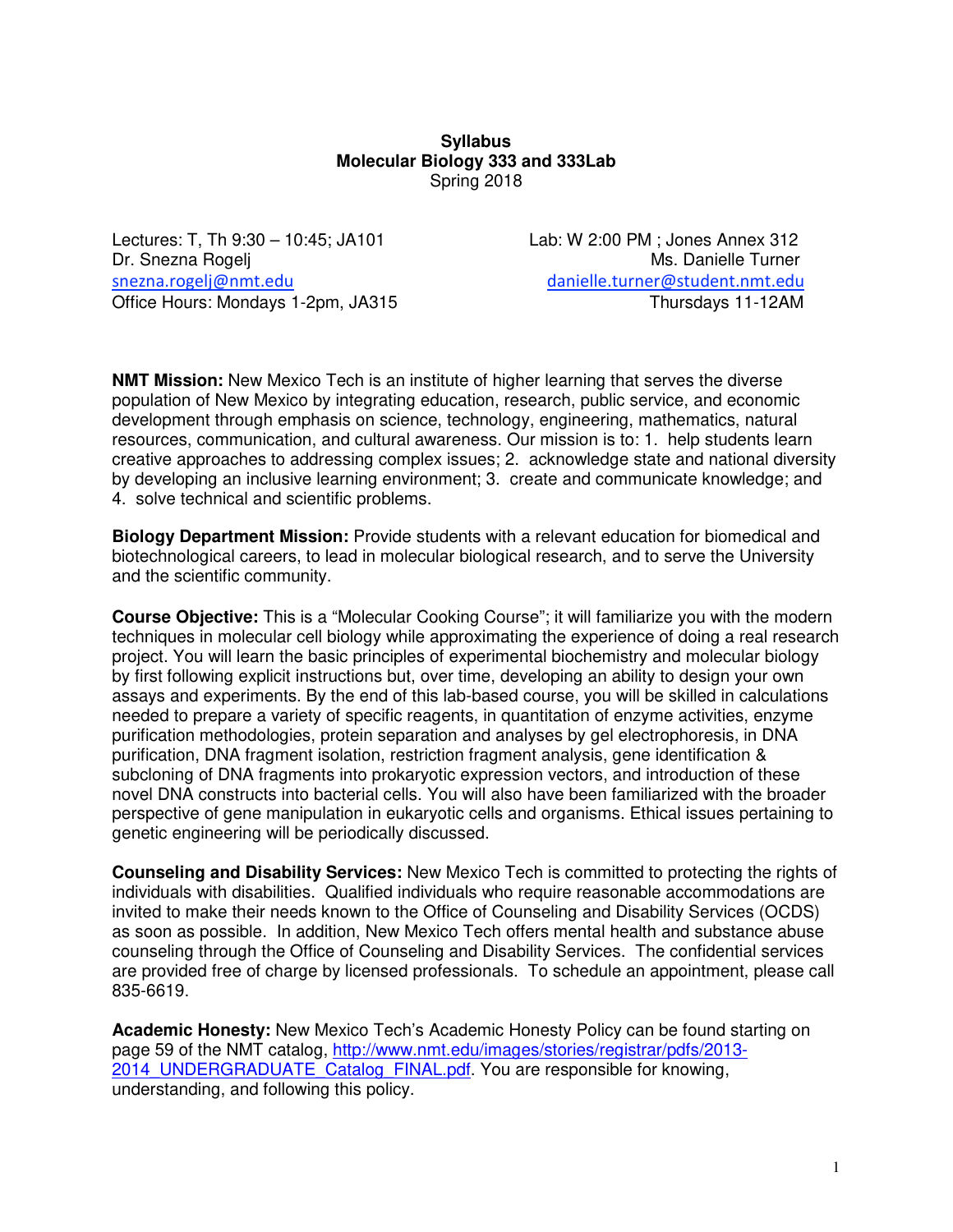# Syllabus
## Molecular Biology 333 and 333Lab
Spring 2018

Lectures: T, Th 9:30 – 10:45; JA101
Dr. Snezna Rogelj
snezna.rogelj@nmt.edu
Office Hours: Mondays 1-2pm, JA315

Lab: W 2:00 PM ; Jones Annex 312
Ms. Danielle Turner
danielle.turner@student.nmt.edu
Thursdays 11-12AM

**NMT Mission:** New Mexico Tech is an institute of higher learning that serves the diverse population of New Mexico by integrating education, research, public service, and economic development through emphasis on science, technology, engineering, mathematics, natural resources, communication, and cultural awareness. Our mission is to: 1. help students learn creative approaches to addressing complex issues; 2. acknowledge state and national diversity by developing an inclusive learning environment; 3. create and communicate knowledge; and 4. solve technical and scientific problems.

**Biology Department Mission:** Provide students with a relevant education for biomedical and biotechnological careers, to lead in molecular biological research, and to serve the University and the scientific community.

**Course Objective:** This is a "Molecular Cooking Course"; it will familiarize you with the modern techniques in molecular cell biology while approximating the experience of doing a real research project. You will learn the basic principles of experimental biochemistry and molecular biology by first following explicit instructions but, over time, developing an ability to design your own assays and experiments. By the end of this lab-based course, you will be skilled in calculations needed to prepare a variety of specific reagents, in quantitation of enzyme activities, enzyme purification methodologies, protein separation and analyses by gel electrophoresis, in DNA purification, DNA fragment isolation, restriction fragment analysis, gene identification & subcloning of DNA fragments into prokaryotic expression vectors, and introduction of these novel DNA constructs into bacterial cells. You will also have been familiarized with the broader perspective of gene manipulation in eukaryotic cells and organisms. Ethical issues pertaining to genetic engineering will be periodically discussed.

**Counseling and Disability Services:** New Mexico Tech is committed to protecting the rights of individuals with disabilities. Qualified individuals who require reasonable accommodations are invited to make their needs known to the Office of Counseling and Disability Services (OCDS) as soon as possible. In addition, New Mexico Tech offers mental health and substance abuse counseling through the Office of Counseling and Disability Services. The confidential services are provided free of charge by licensed professionals. To schedule an appointment, please call 835-6619.

**Academic Honesty:** New Mexico Tech's Academic Honesty Policy can be found starting on page 59 of the NMT catalog, http://www.nmt.edu/images/stories/registrar/pdfs/2013-2014_UNDERGRADUATE_Catalog_FINAL.pdf. You are responsible for knowing, understanding, and following this policy.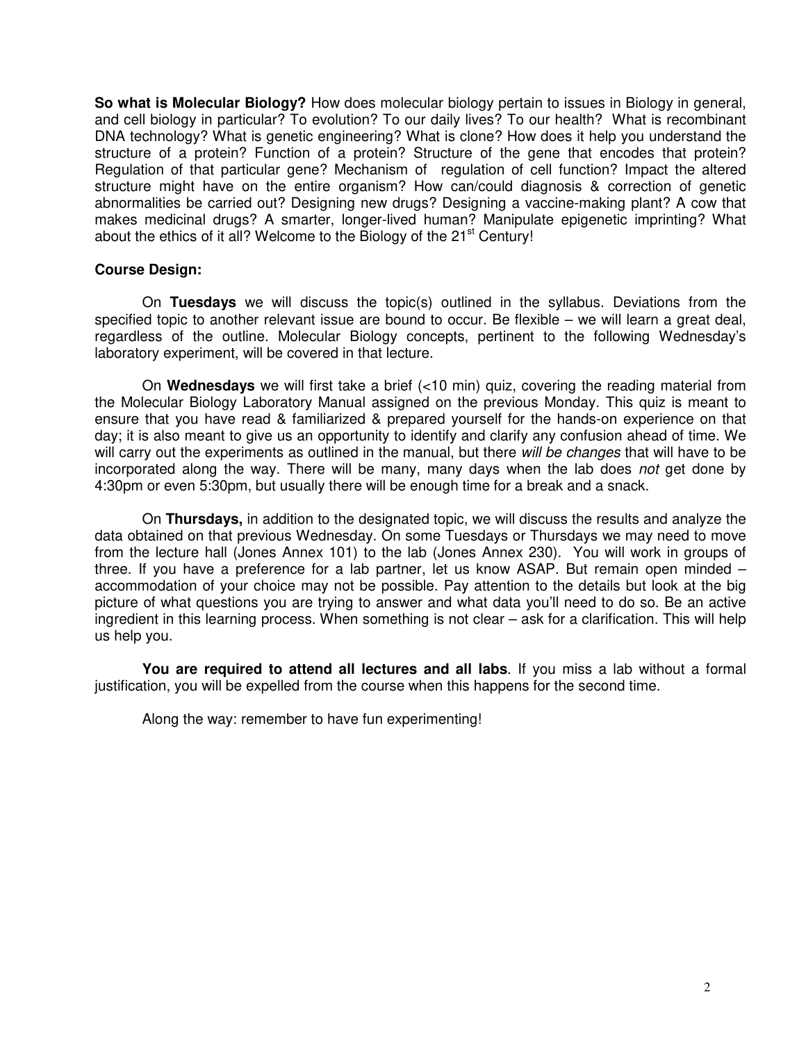**So what is Molecular Biology?** How does molecular biology pertain to issues in Biology in general, and cell biology in particular? To evolution? To our daily lives? To our health? What is recombinant DNA technology? What is genetic engineering? What is clone? How does it help you understand the structure of a protein? Function of a protein? Structure of the gene that encodes that protein? Regulation of that particular gene? Mechanism of regulation of cell function? Impact the altered structure might have on the entire organism? How can/could diagnosis & correction of genetic abnormalities be carried out? Designing new drugs? Designing a vaccine-making plant? A cow that makes medicinal drugs? A smarter, longer-lived human? Manipulate epigenetic imprinting? What about the ethics of it all? Welcome to the Biology of the 21st Century!

**Course Design:**

On **Tuesdays** we will discuss the topic(s) outlined in the syllabus. Deviations from the specified topic to another relevant issue are bound to occur. Be flexible – we will learn a great deal, regardless of the outline. Molecular Biology concepts, pertinent to the following Wednesday's laboratory experiment, will be covered in that lecture.

On **Wednesdays** we will first take a brief (<10 min) quiz, covering the reading material from the Molecular Biology Laboratory Manual assigned on the previous Monday. This quiz is meant to ensure that you have read & familiarized & prepared yourself for the hands-on experience on that day; it is also meant to give us an opportunity to identify and clarify any confusion ahead of time. We will carry out the experiments as outlined in the manual, but there *will be changes* that will have to be incorporated along the way. There will be many, many days when the lab does *not* get done by 4:30pm or even 5:30pm, but usually there will be enough time for a break and a snack.

On **Thursdays,** in addition to the designated topic, we will discuss the results and analyze the data obtained on that previous Wednesday. On some Tuesdays or Thursdays we may need to move from the lecture hall (Jones Annex 101) to the lab (Jones Annex 230). You will work in groups of three. If you have a preference for a lab partner, let us know ASAP. But remain open minded – accommodation of your choice may not be possible. Pay attention to the details but look at the big picture of what questions you are trying to answer and what data you'll need to do so. Be an active ingredient in this learning process. When something is not clear – ask for a clarification. This will help us help you.

**You are required to attend all lectures and all labs**. If you miss a lab without a formal justification, you will be expelled from the course when this happens for the second time.

Along the way: remember to have fun experimenting!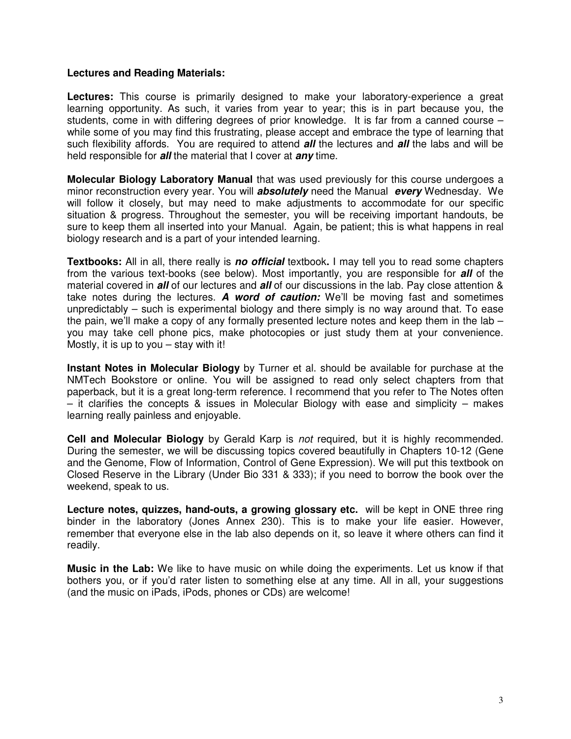**Lectures and Reading Materials:**

**Lectures:** This course is primarily designed to make your laboratory-experience a great learning opportunity. As such, it varies from year to year; this is in part because you, the students, come in with differing degrees of prior knowledge. It is far from a canned course – while some of you may find this frustrating, please accept and embrace the type of learning that such flexibility affords. You are required to attend ***all*** the lectures and ***all*** the labs and will be held responsible for ***all*** the material that I cover at ***any*** time.

**Molecular Biology Laboratory Manual** that was used previously for this course undergoes a minor reconstruction every year. You will ***absolutely*** need the Manual ***every*** Wednesday. We will follow it closely, but may need to make adjustments to accommodate for our specific situation & progress. Throughout the semester, you will be receiving important handouts, be sure to keep them all inserted into your Manual. Again, be patient; this is what happens in real biology research and is a part of your intended learning.

**Textbooks:** All in all, there really is ***no official*** textbook**.** I may tell you to read some chapters from the various text-books (see below). Most importantly, you are responsible for ***all*** of the material covered in ***all*** of our lectures and ***all*** of our discussions in the lab. Pay close attention & take notes during the lectures. ***A word of caution:*** We'll be moving fast and sometimes unpredictably – such is experimental biology and there simply is no way around that. To ease the pain, we'll make a copy of any formally presented lecture notes and keep them in the lab – you may take cell phone pics, make photocopies or just study them at your convenience. Mostly, it is up to you – stay with it!

**Instant Notes in Molecular Biology** by Turner et al. should be available for purchase at the NMTech Bookstore or online. You will be assigned to read only select chapters from that paperback, but it is a great long-term reference. I recommend that you refer to The Notes often – it clarifies the concepts & issues in Molecular Biology with ease and simplicity – makes learning really painless and enjoyable.

**Cell and Molecular Biology** by Gerald Karp is *not* required, but it is highly recommended. During the semester, we will be discussing topics covered beautifully in Chapters 10-12 (Gene and the Genome, Flow of Information, Control of Gene Expression). We will put this textbook on Closed Reserve in the Library (Under Bio 331 & 333); if you need to borrow the book over the weekend, speak to us.

**Lecture notes, quizzes, hand-outs, a growing glossary etc.** will be kept in ONE three ring binder in the laboratory (Jones Annex 230). This is to make your life easier. However, remember that everyone else in the lab also depends on it, so leave it where others can find it readily.

**Music in the Lab:** We like to have music on while doing the experiments. Let us know if that bothers you, or if you'd rater listen to something else at any time. All in all, your suggestions (and the music on iPads, iPods, phones or CDs) are welcome!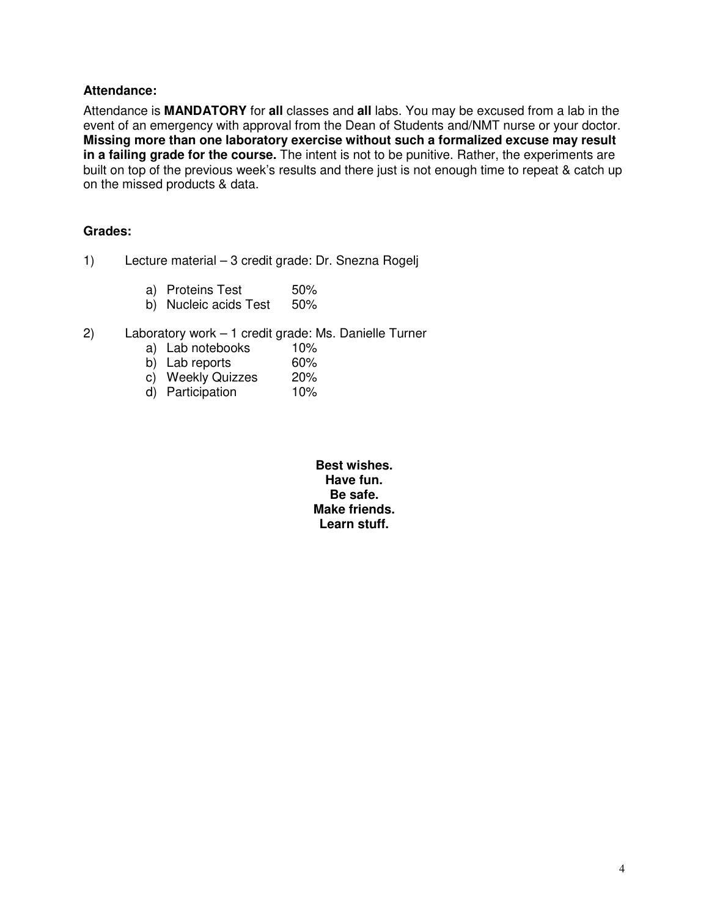**Attendance:**

Attendance is **MANDATORY** for **all** classes and **all** labs. You may be excused from a lab in the event of an emergency with approval from the Dean of Students and/NMT nurse or your doctor. **Missing more than one laboratory exercise without such a formalized excuse may result in a failing grade for the course.** The intent is not to be punitive. Rather, the experiments are built on top of the previous week's results and there just is not enough time to repeat & catch up on the missed products & data.

**Grades:**

1) Lecture material – 3 credit grade: Dr. Snezna Rogelj

   a) Proteins Test 50%
   b) Nucleic acids Test 50%

2) Laboratory work – 1 credit grade: Ms. Danielle Turner

   a) Lab notebooks 10%
   b) Lab reports 60%
   c) Weekly Quizzes 20%
   d) Participation 10%

**Best wishes.**
**Have fun.**
**Be safe.**
**Make friends.**
**Learn stuff.**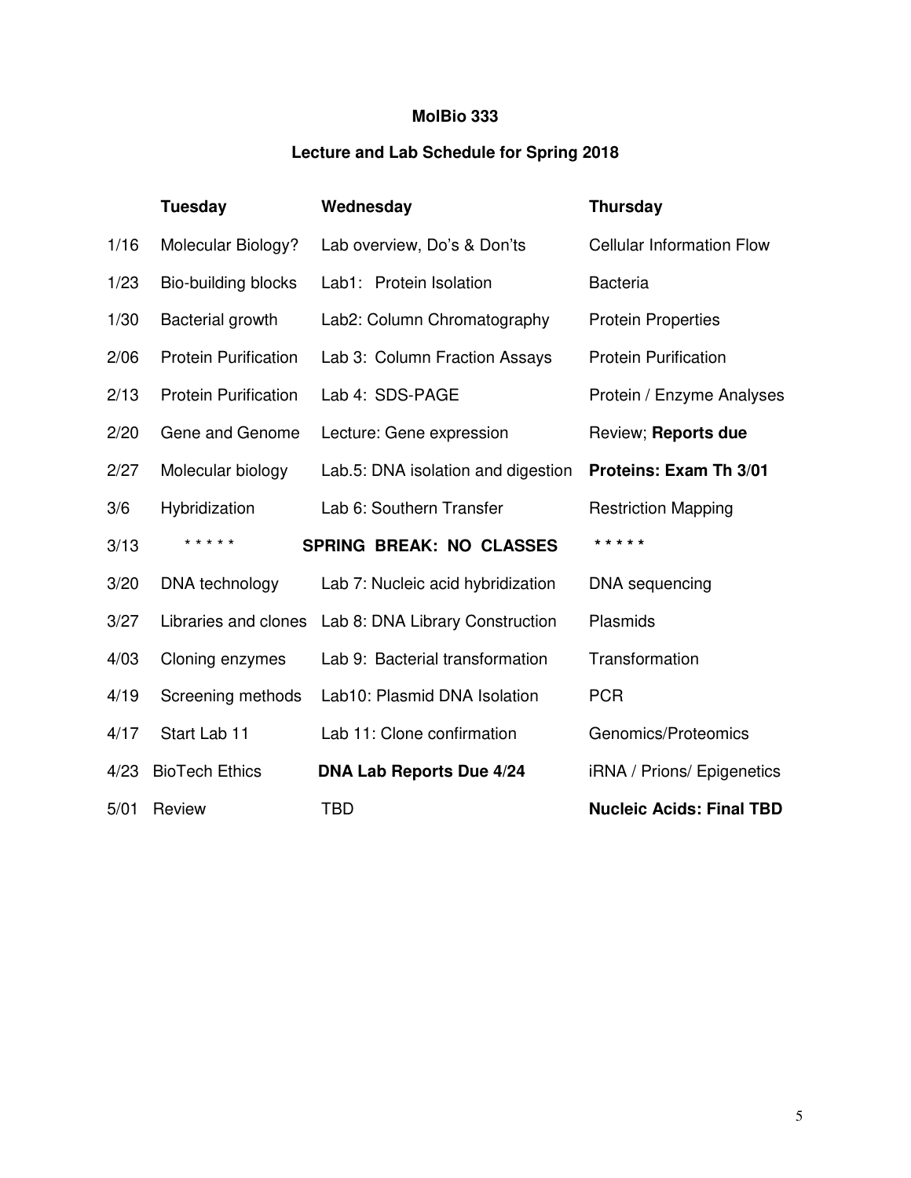**MolBio 333**

**Lecture and Lab Schedule for Spring 2018**

| | Tuesday | Wednesday | Thursday |
|---|---|---|---|
| 1/16 | Molecular Biology? | Lab overview, Do's & Don'ts | Cellular Information Flow |
| 1/23 | Bio-building blocks | Lab1: Protein Isolation | Bacteria |
| 1/30 | Bacterial growth | Lab2: Column Chromatography | Protein Properties |
| 2/06 | Protein Purification | Lab 3: Column Fraction Assays | Protein Purification |
| 2/13 | Protein Purification | Lab 4: SDS-PAGE | Protein / Enzyme Analyses |
| 2/20 | Gene and Genome | Lecture: Gene expression | Review; **Reports due** |
| 2/27 | Molecular biology | Lab.5: DNA isolation and digestion | **Proteins: Exam Th 3/01** |
| 3/6 | Hybridization | Lab 6: Southern Transfer | Restriction Mapping |
| 3/13 | * * * * * | **SPRING BREAK: NO CLASSES** | * * * * * |
| 3/20 | DNA technology | Lab 7: Nucleic acid hybridization | DNA sequencing |
| 3/27 | Libraries and clones | Lab 8: DNA Library Construction | Plasmids |
| 4/03 | Cloning enzymes | Lab 9: Bacterial transformation | Transformation |
| 4/19 | Screening methods | Lab10: Plasmid DNA Isolation | PCR |
| 4/17 | Start Lab 11 | Lab 11: Clone confirmation | Genomics/Proteomics |
| 4/23 | BioTech Ethics | **DNA Lab Reports Due 4/24** | iRNA / Prions/ Epigenetics |
| 5/01 | Review | TBD | **Nucleic Acids: Final TBD** |